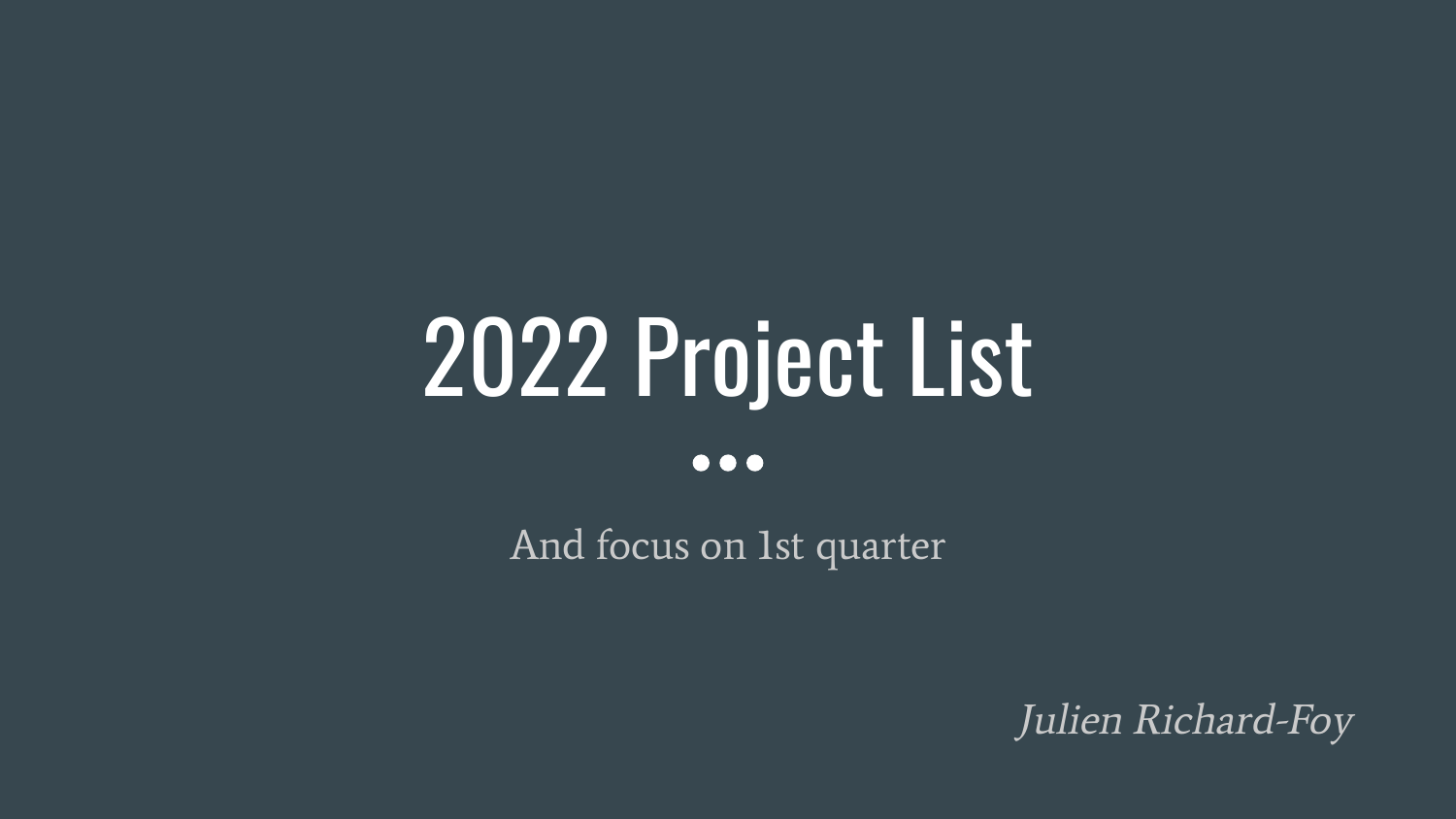# 2022 Project List

And focus on 1st quarter

*Julien Richard-Foy*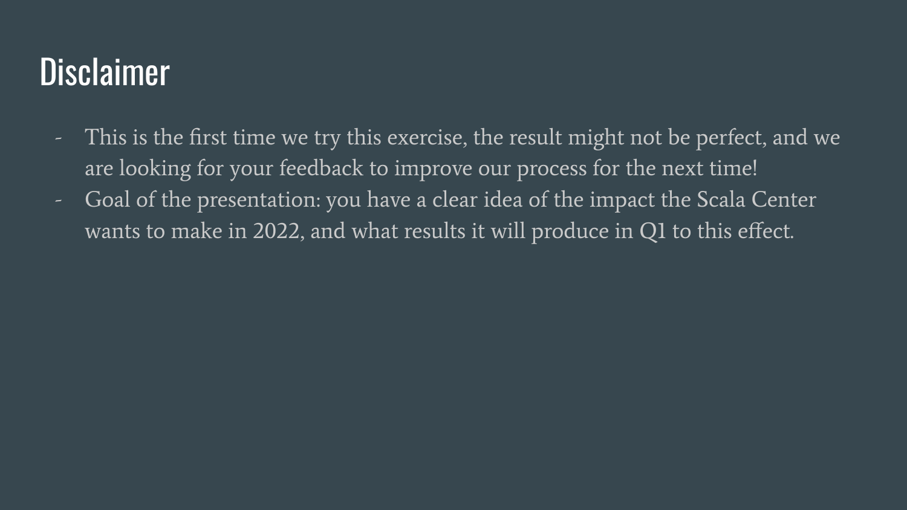# Disclaimer

- This is the first time we try this exercise, the result might not be perfect, and we are looking for your feedback to improve our process for the next time!
- Goal of the presentation: you have a clear idea of the impact the Scala Center wants to make in 2022, and what results it will produce in Q1 to this effect.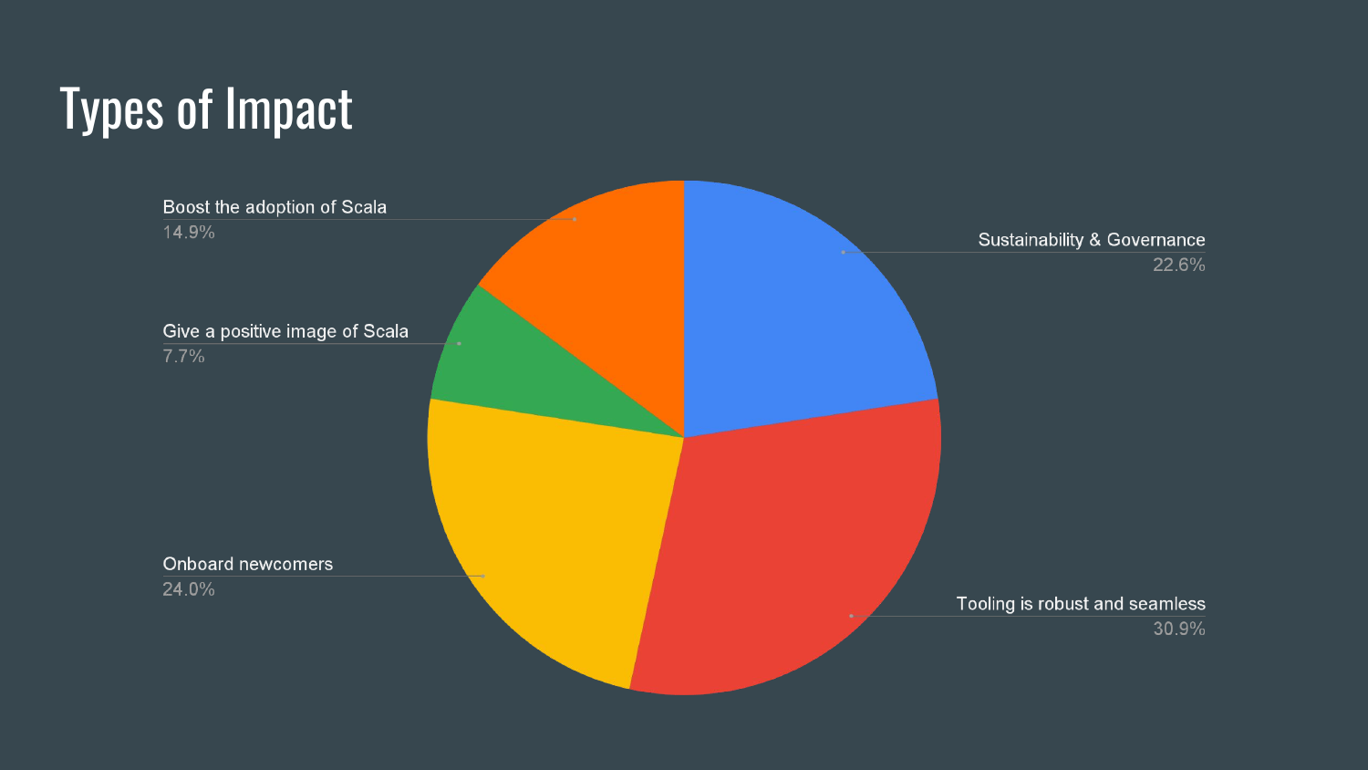# Types of Impact

Boost the adoption of Scala
14.9%

Give a positive image of Scala
7.7%

Onboard newcomers
24.0%

Sustainability & Governance
22.6%

Tooling is robust and seamless
30.9%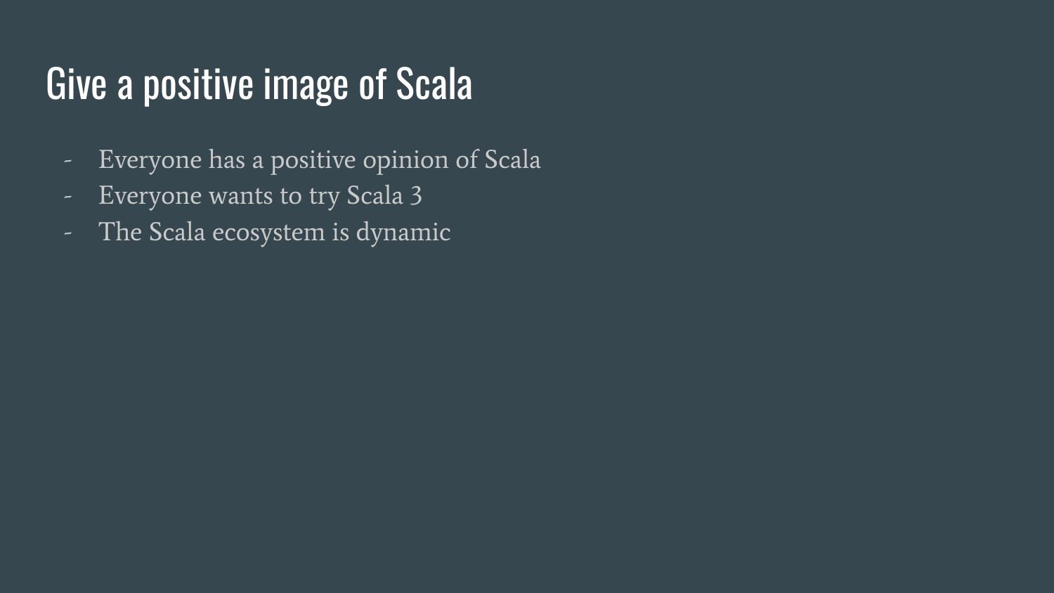# Give a positive image of Scala

- Everyone has a positive opinion of Scala
- Everyone wants to try Scala 3
- The Scala ecosystem is dynamic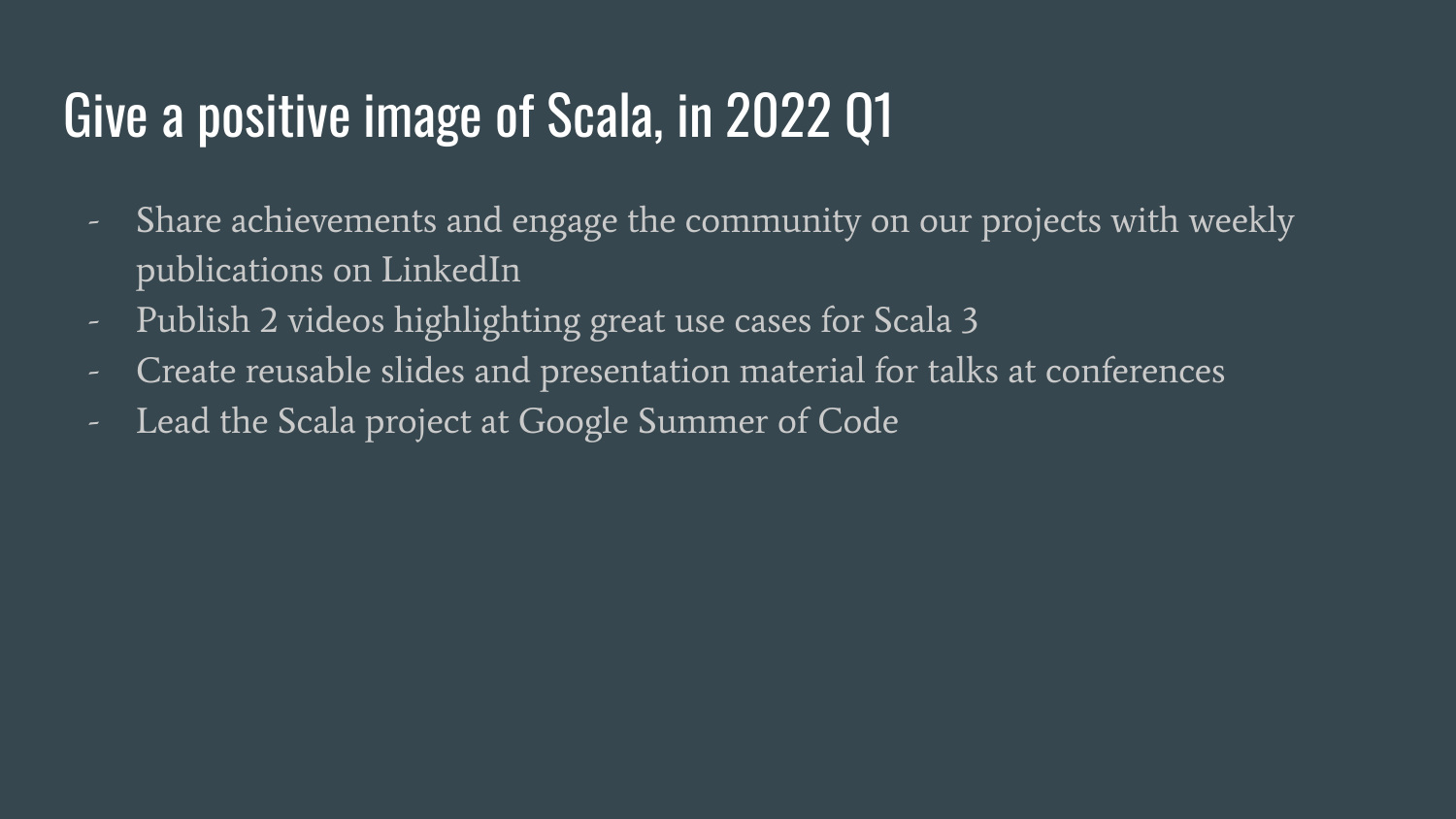# Give a positive image of Scala, in 2022 Q1

- Share achievements and engage the community on our projects with weekly publications on LinkedIn
- Publish 2 videos highlighting great use cases for Scala 3
- Create reusable slides and presentation material for talks at conferences
- Lead the Scala project at Google Summer of Code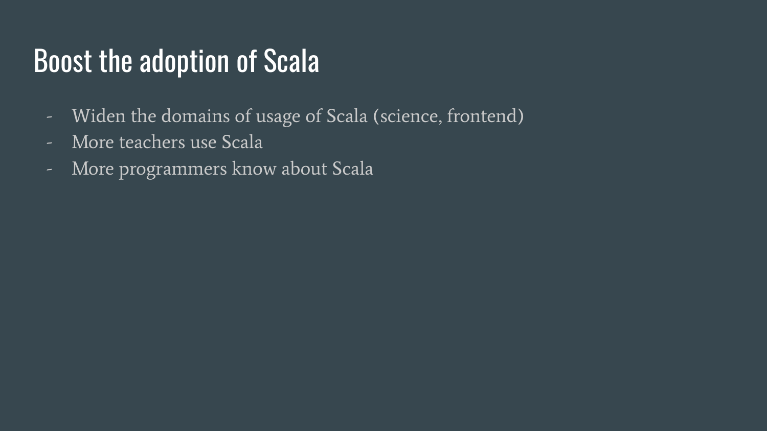# Boost the adoption of Scala

- Widen the domains of usage of Scala (science, frontend)
- More teachers use Scala
- More programmers know about Scala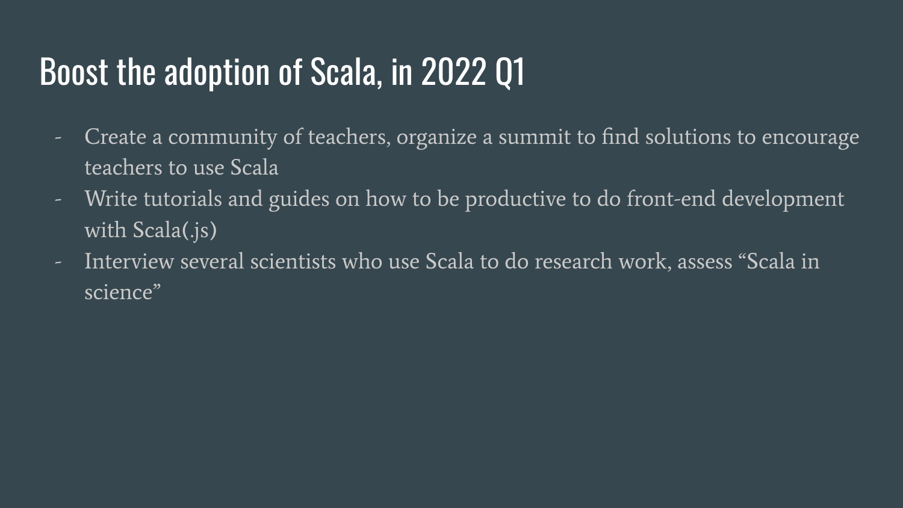# Boost the adoption of Scala, in 2022 Q1

- Create a community of teachers, organize a summit to find solutions to encourage teachers to use Scala
- Write tutorials and guides on how to be productive to do front-end development with Scala(.js)
- Interview several scientists who use Scala to do research work, assess "Scala in science"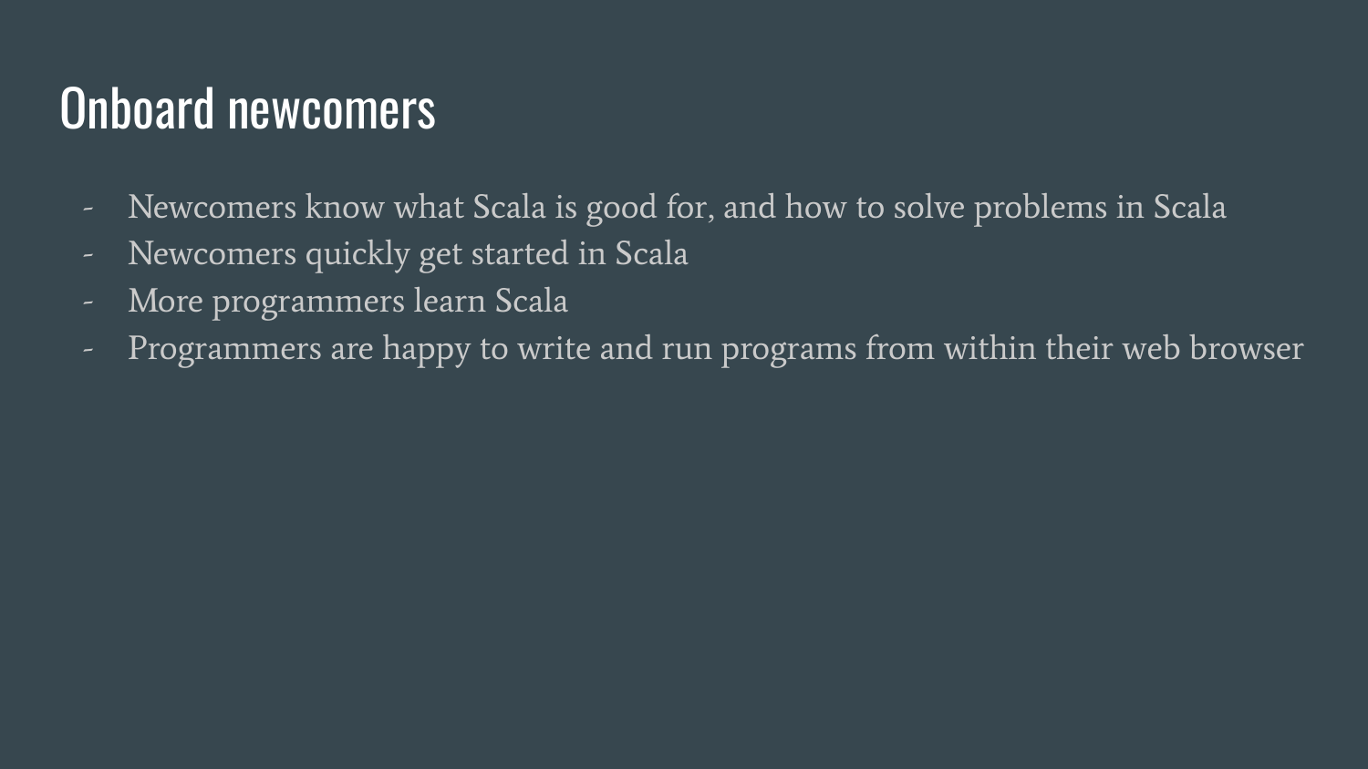# Onboard newcomers

- Newcomers know what Scala is good for, and how to solve problems in Scala
- Newcomers quickly get started in Scala
- More programmers learn Scala
- Programmers are happy to write and run programs from within their web browser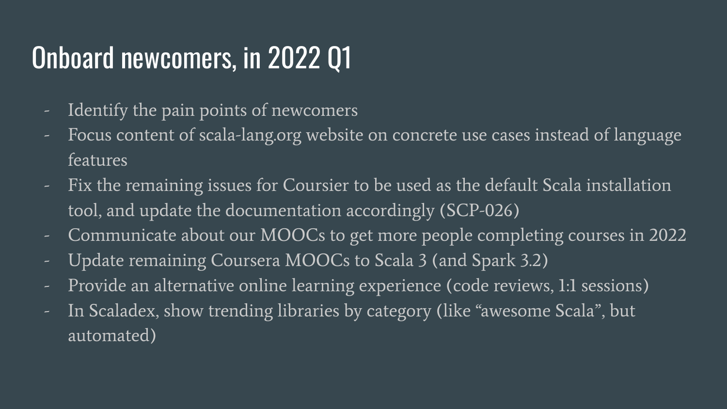# Onboard newcomers, in 2022 Q1

- Identify the pain points of newcomers
- Focus content of scala-lang.org website on concrete use cases instead of language features
- Fix the remaining issues for Coursier to be used as the default Scala installation tool, and update the documentation accordingly (SCP-026)
- Communicate about our MOOCs to get more people completing courses in 2022
- Update remaining Coursera MOOCs to Scala 3 (and Spark 3.2)
- Provide an alternative online learning experience (code reviews, 1:1 sessions)
- In Scaladex, show trending libraries by category (like “awesome Scala”, but automated)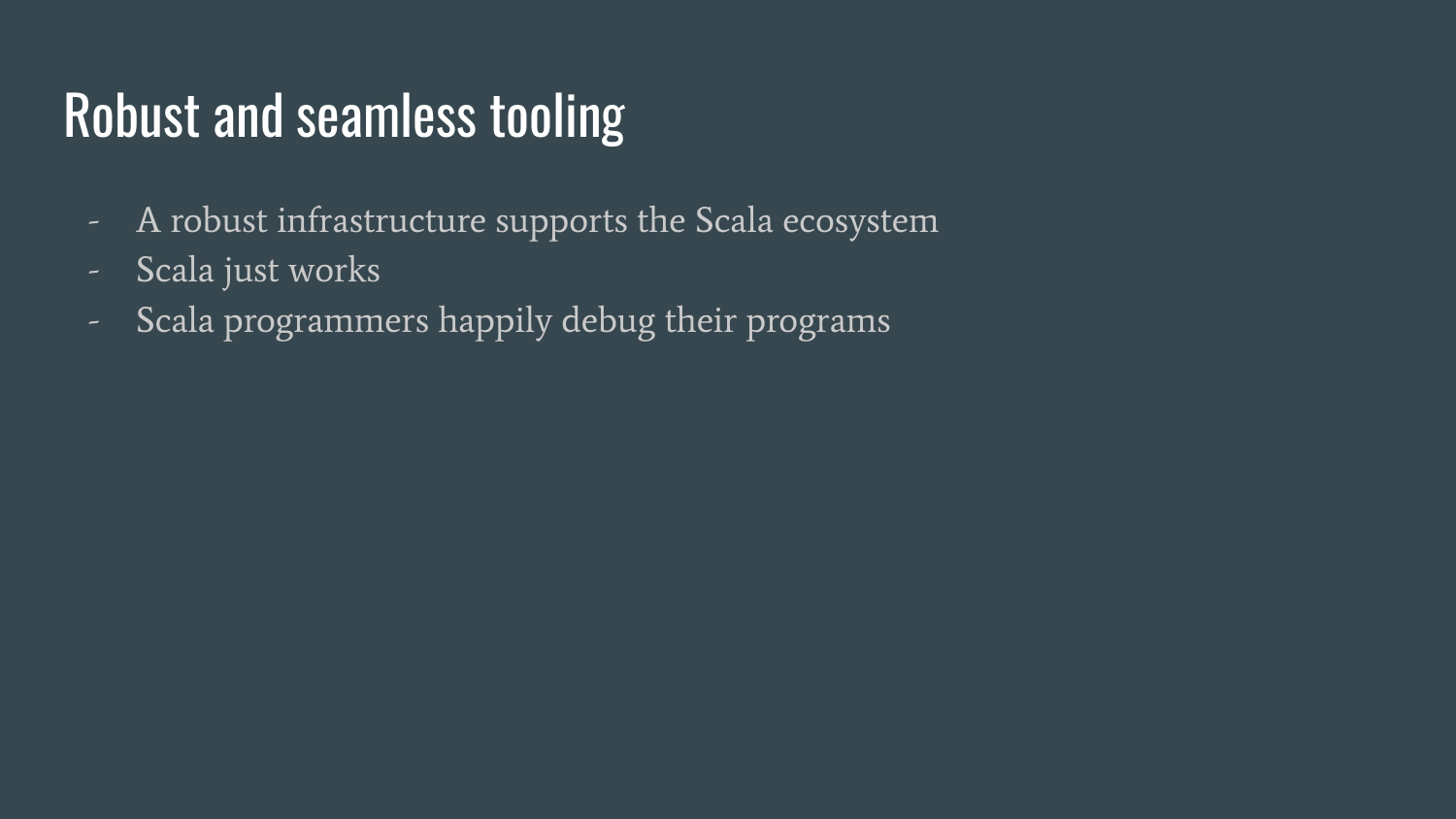# Robust and seamless tooling

- A robust infrastructure supports the Scala ecosystem
- Scala just works
- Scala programmers happily debug their programs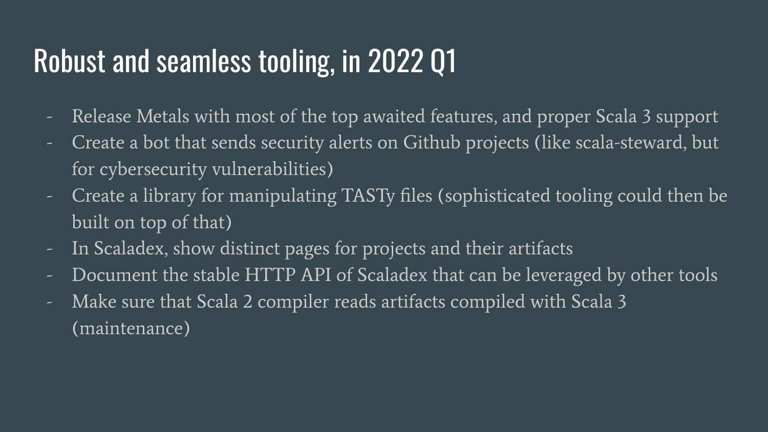# Robust and seamless tooling, in 2022 Q1

- Release Metals with most of the top awaited features, and proper Scala 3 support
- Create a bot that sends security alerts on Github projects (like scala-steward, but for cybersecurity vulnerabilities)
- Create a library for manipulating TASTy files (sophisticated tooling could then be built on top of that)
- In Scaladex, show distinct pages for projects and their artifacts
- Document the stable HTTP API of Scaladex that can be leveraged by other tools
- Make sure that Scala 2 compiler reads artifacts compiled with Scala 3 (maintenance)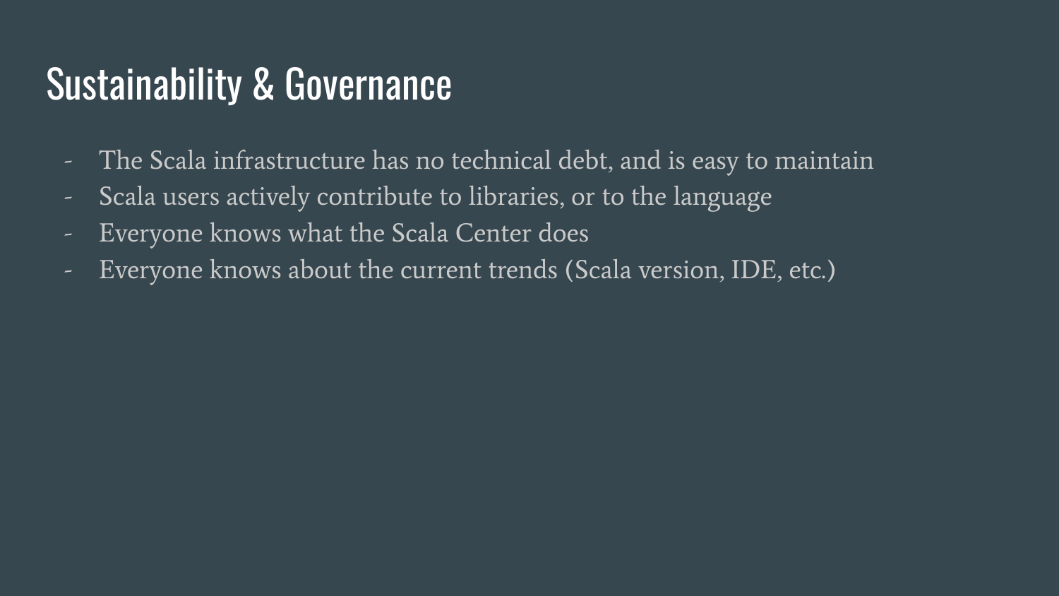# Sustainability & Governance

- The Scala infrastructure has no technical debt, and is easy to maintain
- Scala users actively contribute to libraries, or to the language
- Everyone knows what the Scala Center does
- Everyone knows about the current trends (Scala version, IDE, etc.)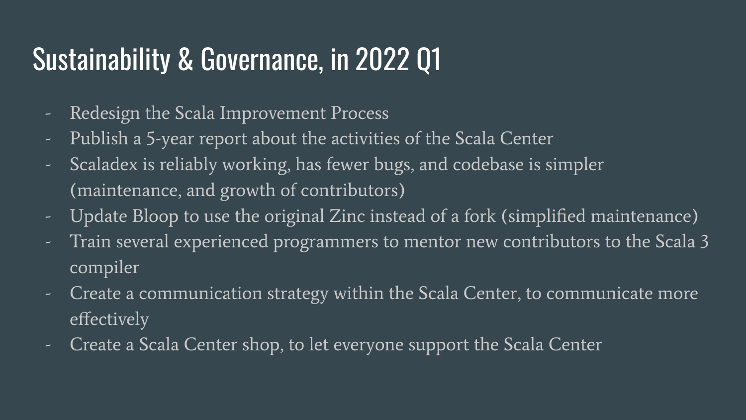# Sustainability & Governance, in 2022 Q1

- Redesign the Scala Improvement Process
- Publish a 5-year report about the activities of the Scala Center
- Scaladex is reliably working, has fewer bugs, and codebase is simpler (maintenance, and growth of contributors)
- Update Bloop to use the original Zinc instead of a fork (simplified maintenance)
- Train several experienced programmers to mentor new contributors to the Scala 3 compiler
- Create a communication strategy within the Scala Center, to communicate more effectively
- Create a Scala Center shop, to let everyone support the Scala Center